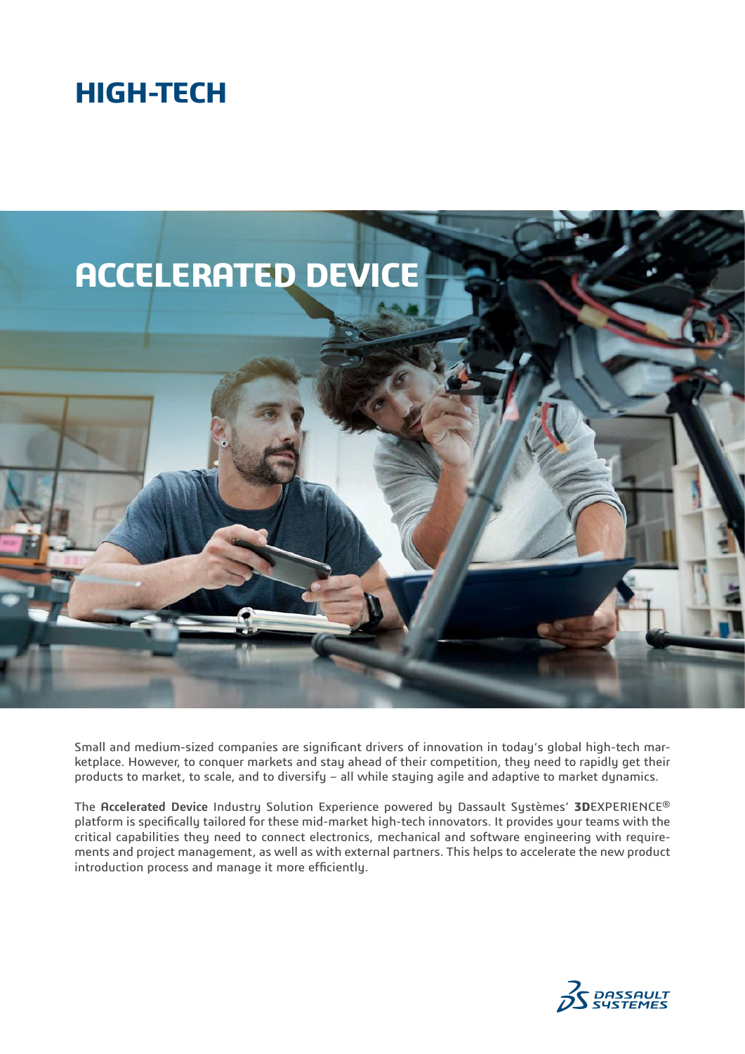# HIGH-TECH

## ACCELERATED DEVICE

Small and medium-sized companies are significant drivers of innovation in today's global high-tech marketplace. However, to conquer markets and stay ahead of their competition, they need to rapidly get their products to market, to scale, and to diversify – all while staying agile and adaptive to market dynamics.

The **Accelerated Device** Industry Solution Experience powered by Dassault Systèmes' **3D**EXPERIENCE® platform is specifically tailored for these mid-market high-tech innovators. It provides your teams with the critical capabilities they need to connect electronics, mechanical and software engineering with requirements and project management, as well as with external partners. This helps to accelerate the new product introduction process and manage it more efficiently.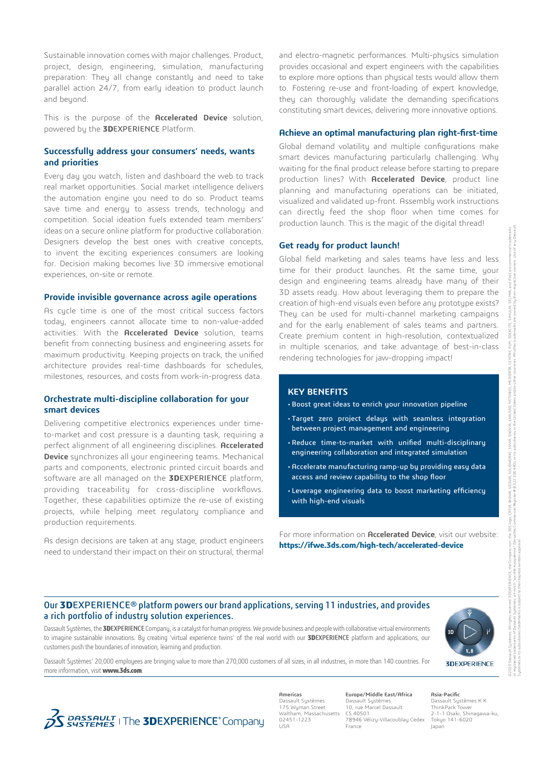Sustainable innovation comes with major challenges. Product, project, design, engineering, simulation, manufacturing preparation: They all change constantly and need to take parallel action 24/7, from early ideation to product launch and beyond.

This is the purpose of the **Accelerated Device** solution, powered by the **3D**EXPERIENCE Platform.

### Successfully address your consumers' needs, wants and priorities

Every day you watch, listen and dashboard the web to track real market opportunities. Social market intelligence delivers the automation engine you need to do so. Product teams save time and energy to assess trends, technology and competition. Social ideation fuels extended team members' ideas on a secure online platform for productive collaboration. Designers develop the best ones with creative concepts, to invent the exciting experiences consumers are looking for. Decision making becomes live 3D immersive emotional experiences, on-site or remote.

### Provide invisible governance across agile operations

As cycle time is one of the most critical success factors today, engineers cannot allocate time to non-value-added activities. With the **Accelerated Device** solution, teams benefit from connecting business and engineering assets for maximum productivity. Keeping projects on track, the unified architecture provides real-time dashboards for schedules, milestones, resources, and costs from work-in-progress data.

### Orchestrate multi-discipline collaboration for your smart devices

Delivering competitive electronics experiences under time-to-market and cost pressure is a daunting task, requiring a perfect alignment of all engineering disciplines. **Accelerated Device** synchronizes all your engineering teams. Mechanical parts and components, electronic printed circuit boards and software are all managed on the **3D**EXPERIENCE platform, providing traceability for cross-discipline workflows. Together, these capabilities optimize the re-use of existing projects, while helping meet regulatory compliance and production requirements.

As design decisions are taken at any stage, product engineers need to understand their impact on their on structural, thermal and electro-magnetic performances. Multi-physics simulation provides occasional and expert engineers with the capabilities to explore more options than physical tests would allow them to. Fostering re-use and front-loading of expert knowledge, they can thoroughly validate the demanding specifications constituting smart devices, delivering more innovative options.

### Achieve an optimal manufacturing plan right-first-time

Global demand volatility and multiple configurations make smart devices manufacturing particularly challenging. Why waiting for the final product release before starting to prepare production lines? With **Accelerated Device**, product line planning and manufacturing operations can be initiated, visualized and validated up-front. Assembly work instructions can directly feed the shop floor when time comes for production launch. This is the magic of the digital thread!

### Get ready for product launch!

Global field marketing and sales teams have less and less time for their product launches. At the same time, your design and engineering teams already have many of their 3D assets ready. How about leveraging them to prepare the creation of high-end visuals even before any prototype exists? They can be used for multi-channel marketing campaigns and for the early enablement of sales teams and partners. Create premium content in high-resolution, contextualized in multiple scenarios, and take advantage of best-in-class rendering technologies for jaw-dropping impact!

### KEY BENEFITS

- Boost great ideas to enrich your innovation pipeline
- Target zero project delays with seamless integration between project management and engineering
- Reduce time-to-market with unified multi-disciplinary engineering collaboration and integrated simulation
- Accelerate manufacturing ramp-up by providing easy data access and review capability to the shop floor
- Leverage engineering data to boost marketing efficiency with high-end visuals

For more information on **Accelerated Device**, visit our website: **https://ifwe.3ds.com/high-tech/accelerated-device**

## Our 3DEXPERIENCE® platform powers our brand applications, serving 11 industries, and provides a rich portfolio of industry solution experiences.

Dassault Systèmes, the **3D**EXPERIENCE Company, is a catalyst for human progress. We provide business and people with collaborative virtual environments to imagine sustainable innovations. By creating 'virtual experience twins' of the real world with our **3D**EXPERIENCE platform and applications, our customers push the boundaries of innovation, learning and production.

Dassault Systèmes' 20,000 employees are bringing value to more than 270,000 customers of all sizes, in all industries, in more than 140 countries. For more information, visit **www.3ds.com**.

**3D**EXPERIENCE

DASSAULT SYSTEMES | The **3D**EXPERIENCE® Company

**Americas**
Dassault Systèmes
175 Wyman Street
Waltham, Massachusetts
02451-1223
USA

**Europe/Middle East/Africa**
Dassault Systèmes
10, rue Marcel Dassault
CS 40501
78946 Vélizy-Villacoublay Cedex
France

**Asia-Pacific**
Dassault Systèmes K.K.
ThinkPark Tower
2-1-1 Osaki, Shinagawa-ku,
Tokyo 141-6020
Japan